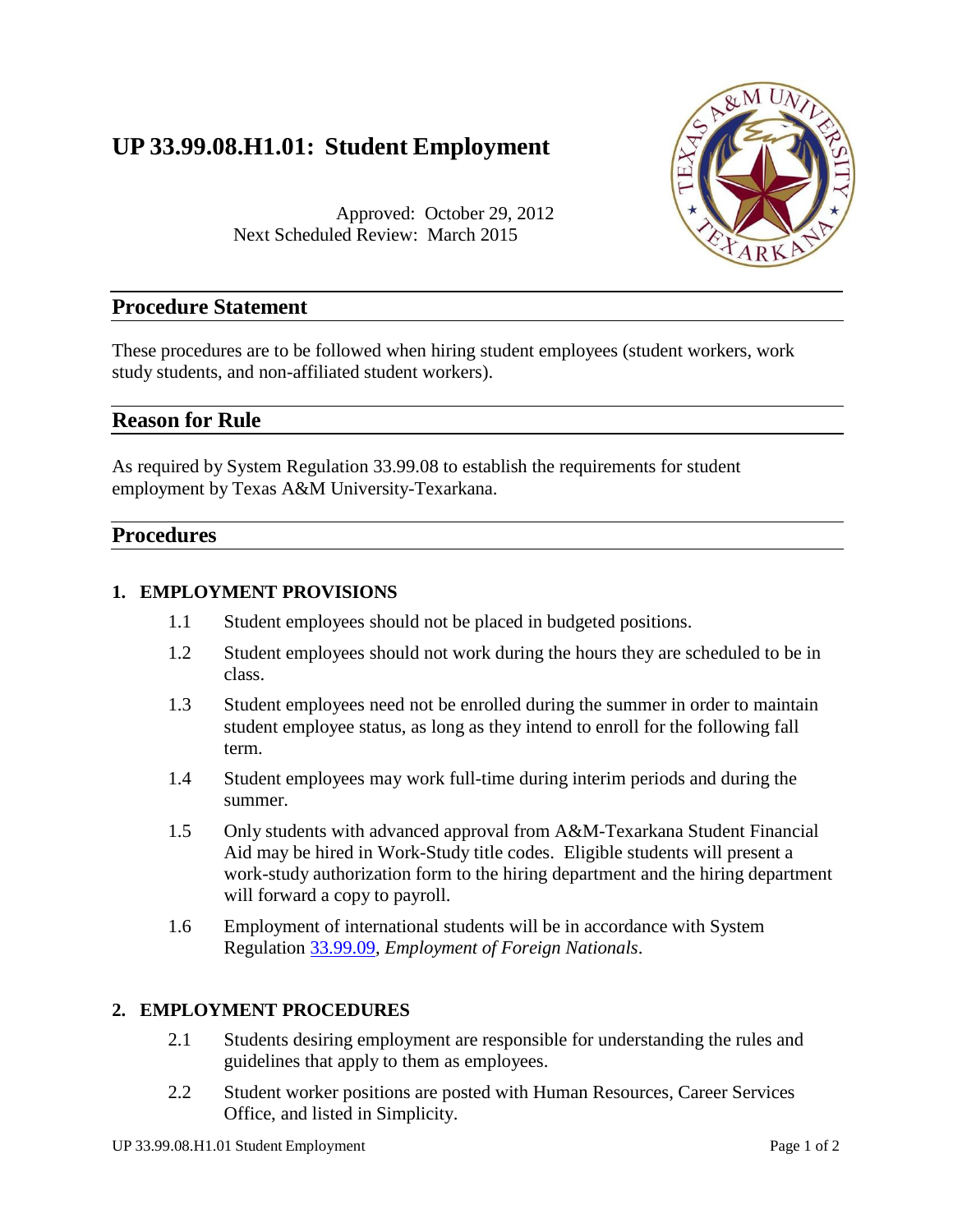# UP 33.99.08.H1.01: Student Employment

Approved: October 29, 2012
Next Scheduled Review: March 2015

## Procedure Statement

These procedures are to be followed when hiring student employees (student workers, work study students, and non-affiliated student workers).

## Reason for Rule

As required by System Regulation 33.99.08 to establish the requirements for student employment by Texas A&M University-Texarkana.

## Procedures

### 1. EMPLOYMENT PROVISIONS

1.1 Student employees should not be placed in budgeted positions.

1.2 Student employees should not work during the hours they are scheduled to be in class.

1.3 Student employees need not be enrolled during the summer in order to maintain student employee status, as long as they intend to enroll for the following fall term.

1.4 Student employees may work full-time during interim periods and during the summer.

1.5 Only students with advanced approval from A&M-Texarkana Student Financial Aid may be hired in Work-Study title codes. Eligible students will present a work-study authorization form to the hiring department and the hiring department will forward a copy to payroll.

1.6 Employment of international students will be in accordance with System Regulation 33.99.09, *Employment of Foreign Nationals*.

### 2. EMPLOYMENT PROCEDURES

2.1 Students desiring employment are responsible for understanding the rules and guidelines that apply to them as employees.

2.2 Student worker positions are posted with Human Resources, Career Services Office, and listed in Simplicity.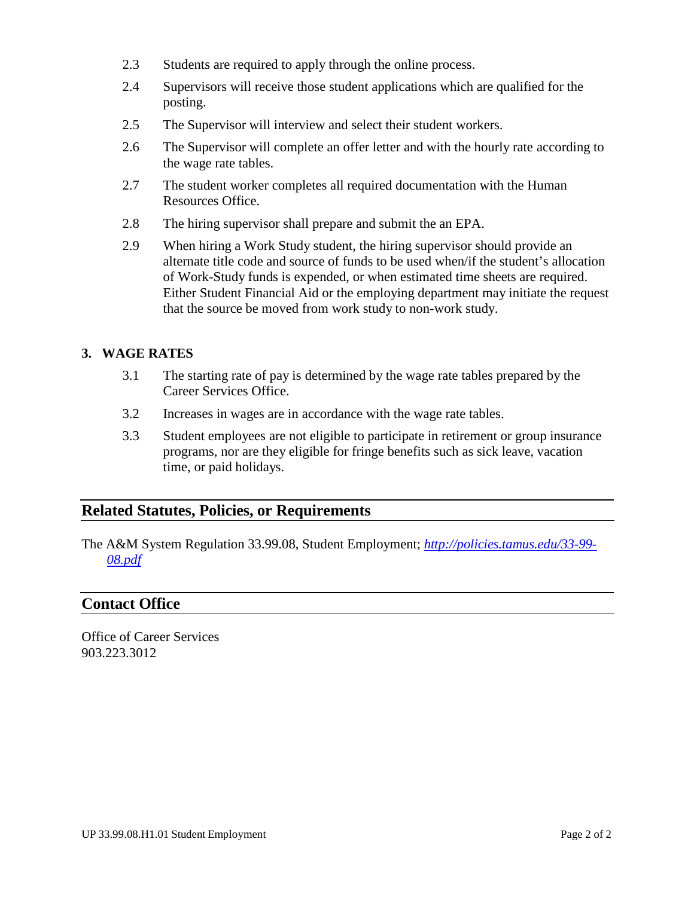2.3 Students are required to apply through the online process.

2.4 Supervisors will receive those student applications which are qualified for the posting.

2.5 The Supervisor will interview and select their student workers.

2.6 The Supervisor will complete an offer letter and with the hourly rate according to the wage rate tables.

2.7 The student worker completes all required documentation with the Human Resources Office.

2.8 The hiring supervisor shall prepare and submit the an EPA.

2.9 When hiring a Work Study student, the hiring supervisor should provide an alternate title code and source of funds to be used when/if the student's allocation of Work-Study funds is expended, or when estimated time sheets are required. Either Student Financial Aid or the employing department may initiate the request that the source be moved from work study to non-work study.

**3. WAGE RATES**

3.1 The starting rate of pay is determined by the wage rate tables prepared by the Career Services Office.

3.2 Increases in wages are in accordance with the wage rate tables.

3.3 Student employees are not eligible to participate in retirement or group insurance programs, nor are they eligible for fringe benefits such as sick leave, vacation time, or paid holidays.

## Related Statutes, Policies, or Requirements

The A&M System Regulation 33.99.08, Student Employment; *[http://policies.tamus.edu/33-99-08.pdf](http://policies.tamus.edu/33-99-08.pdf)*

## Contact Office

Office of Career Services
903.223.3012